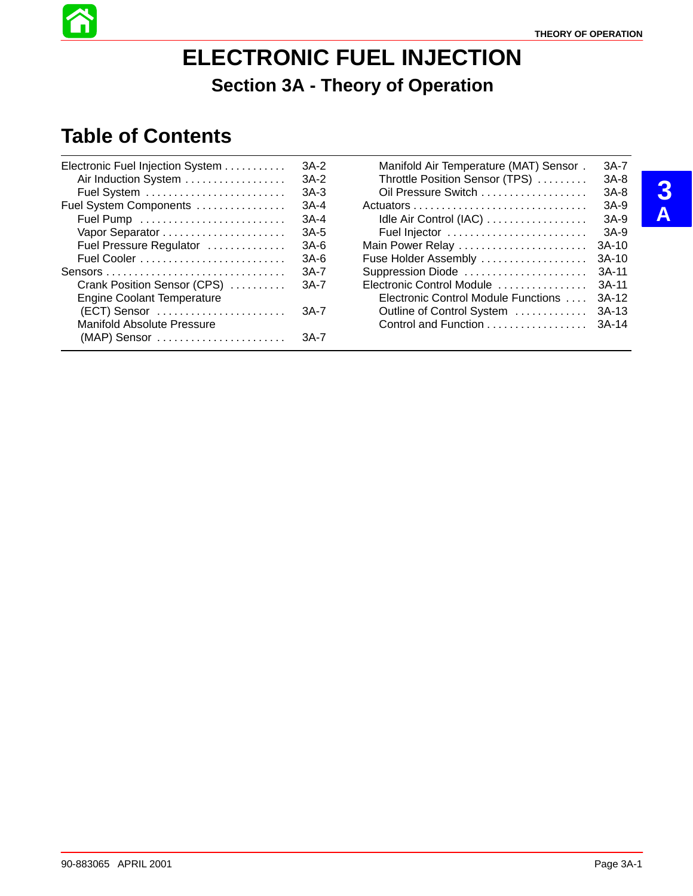# ELECTRONIC FUEL INJECTION

## Section 3A - Theory of Operation

## Table of Contents

| Topic | Page |
|---|---|
| Electronic Fuel Injection System | 3A-2 |
| Air Induction System | 3A-2 |
| Fuel System | 3A-3 |
| Fuel System Components | 3A-4 |
| Fuel Pump | 3A-4 |
| Vapor Separator | 3A-5 |
| Fuel Pressure Regulator | 3A-6 |
| Fuel Cooler | 3A-6 |
| Sensors | 3A-7 |
| Crank Position Sensor (CPS) | 3A-7 |
| Engine Coolant Temperature (ECT) Sensor | 3A-7 |
| Manifold Absolute Pressure (MAP) Sensor | 3A-7 |
| Manifold Air Temperature (MAT) Sensor | 3A-7 |
| Throttle Position Sensor (TPS) | 3A-8 |
| Oil Pressure Switch | 3A-8 |
| Actuators | 3A-9 |
| Idle Air Control (IAC) | 3A-9 |
| Fuel Injector | 3A-9 |
| Main Power Relay | 3A-10 |
| Fuse Holder Assembly | 3A-10 |
| Suppression Diode | 3A-11 |
| Electronic Control Module | 3A-11 |
| Electronic Control Module Functions | 3A-12 |
| Outline of Control System | 3A-13 |
| Control and Function | 3A-14 |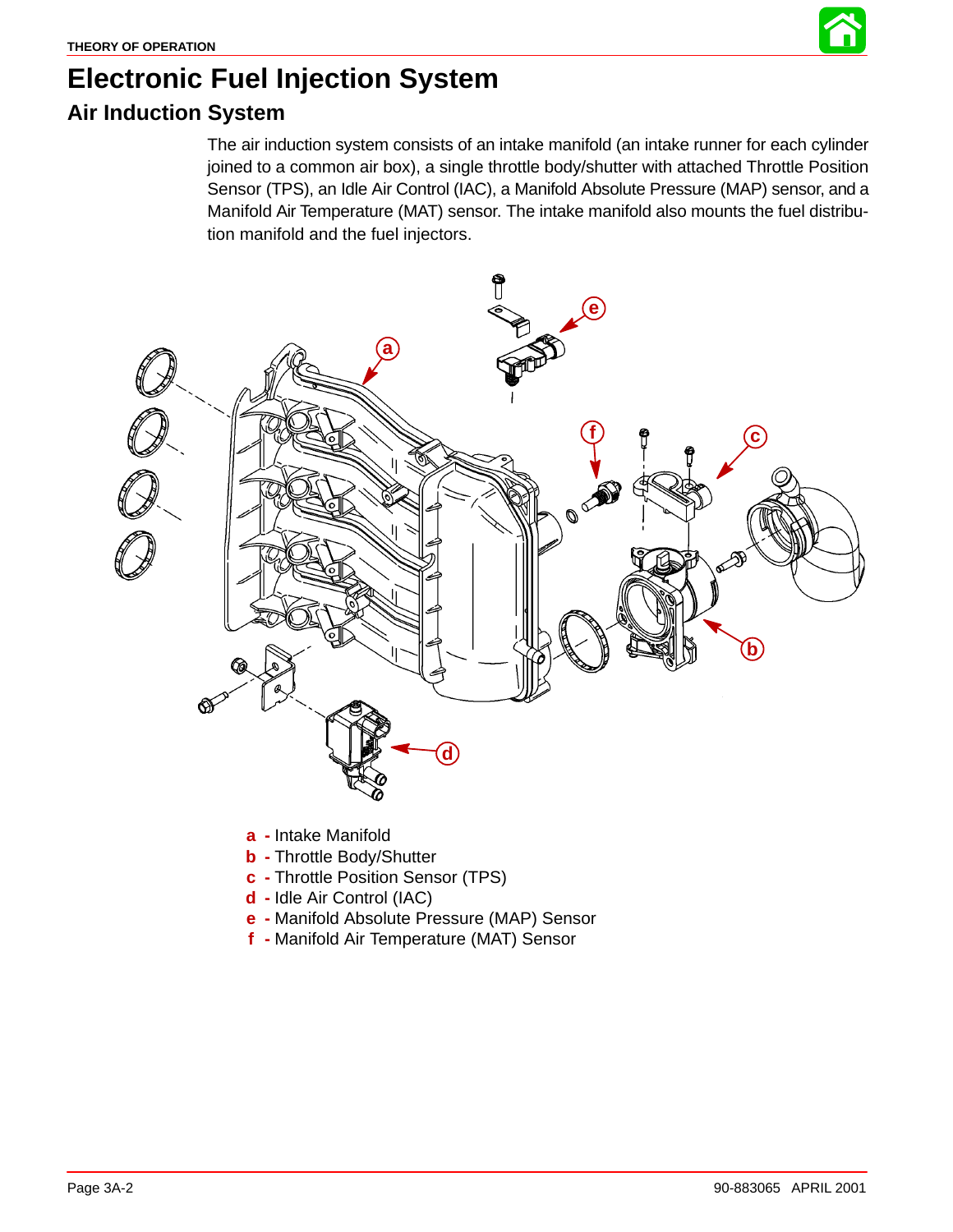# Electronic Fuel Injection System

## Air Induction System

The air induction system consists of an intake manifold (an intake runner for each cylinder joined to a common air box), a single throttle body/shutter with attached Throttle Position Sensor (TPS), an Idle Air Control (IAC), a Manifold Absolute Pressure (MAP) sensor, and a Manifold Air Temperature (MAT) sensor. The intake manifold also mounts the fuel distribution manifold and the fuel injectors.

- **a** - Intake Manifold
- **b** - Throttle Body/Shutter
- **c** - Throttle Position Sensor (TPS)
- **d** - Idle Air Control (IAC)
- **e** - Manifold Absolute Pressure (MAP) Sensor
- **f** - Manifold Air Temperature (MAT) Sensor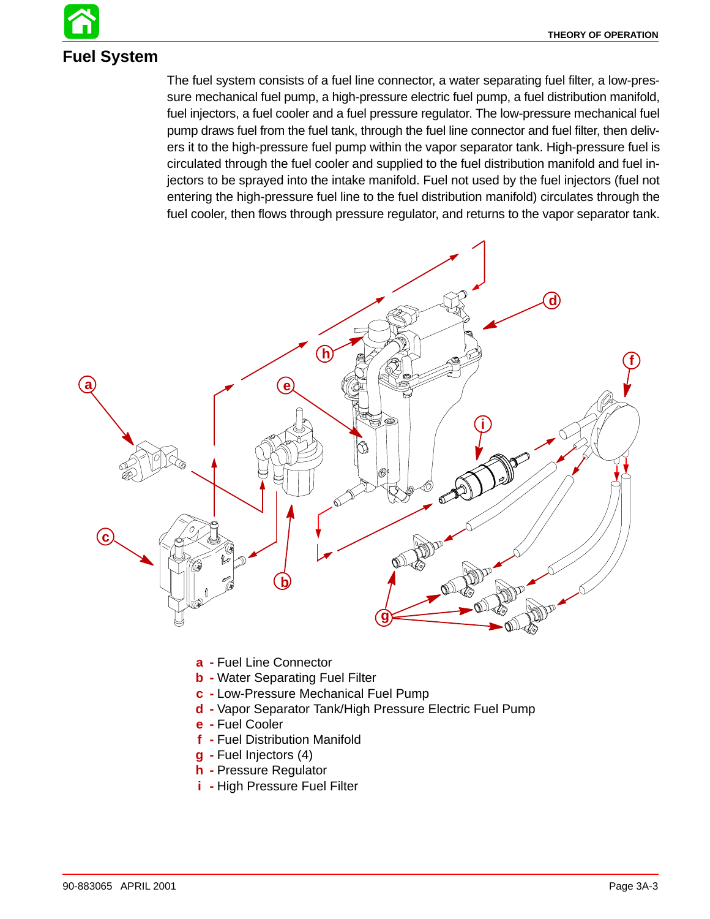## Fuel System

The fuel system consists of a fuel line connector, a water separating fuel filter, a low-pressure mechanical fuel pump, a high-pressure electric fuel pump, a fuel distribution manifold, fuel injectors, a fuel cooler and a fuel pressure regulator. The low-pressure mechanical fuel pump draws fuel from the fuel tank, through the fuel line connector and fuel filter, then delivers it to the high-pressure fuel pump within the vapor separator tank. High-pressure fuel is circulated through the fuel cooler and supplied to the fuel distribution manifold and fuel injectors to be sprayed into the intake manifold. Fuel not used by the fuel injectors (fuel not entering the high-pressure fuel line to the fuel distribution manifold) circulates through the fuel cooler, then flows through pressure regulator, and returns to the vapor separator tank.

- **a** - Fuel Line Connector
- **b** - Water Separating Fuel Filter
- **c** - Low-Pressure Mechanical Fuel Pump
- **d** - Vapor Separator Tank/High Pressure Electric Fuel Pump
- **e** - Fuel Cooler
- **f** - Fuel Distribution Manifold
- **g** - Fuel Injectors (4)
- **h** - Pressure Regulator
- **i** - High Pressure Fuel Filter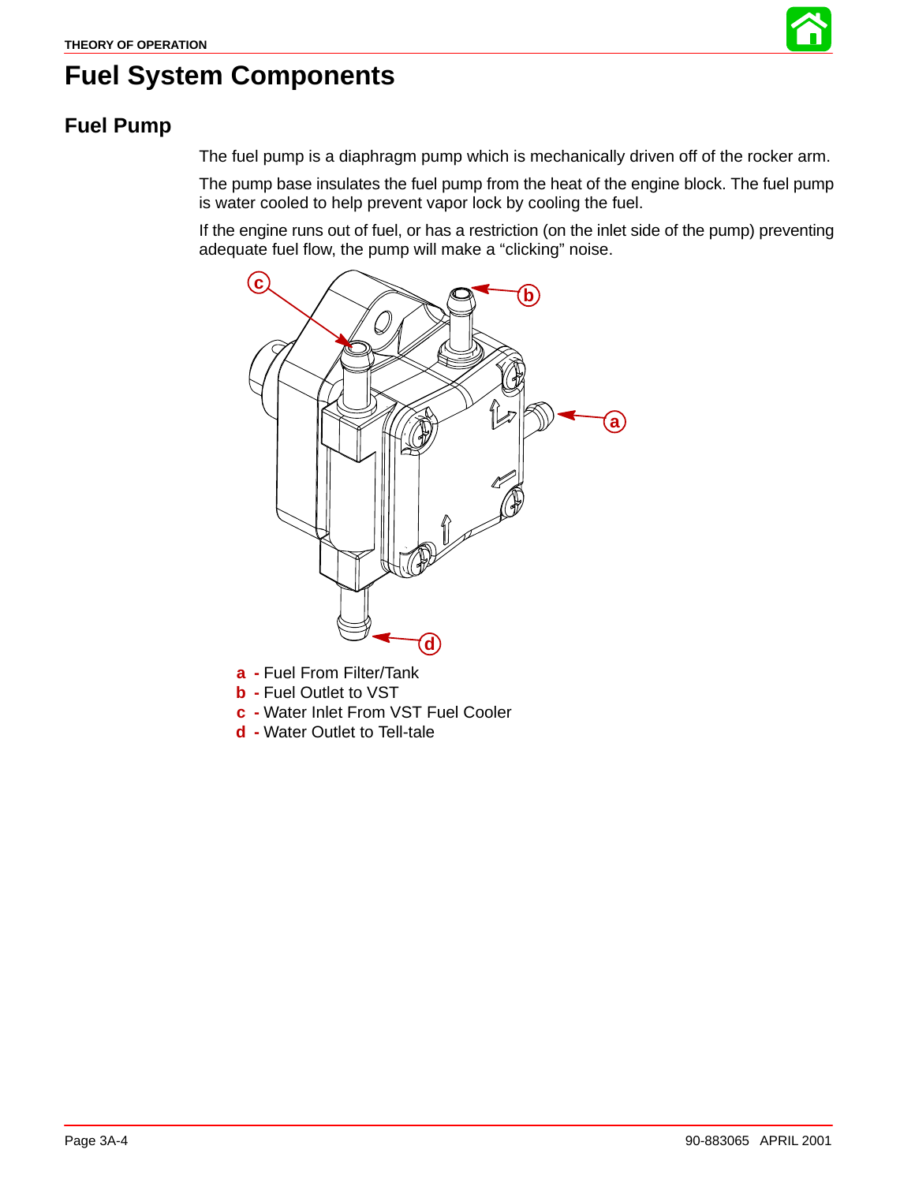# Fuel System Components

## Fuel Pump

The fuel pump is a diaphragm pump which is mechanically driven off of the rocker arm.

The pump base insulates the fuel pump from the heat of the engine block. The fuel pump is water cooled to help prevent vapor lock by cooling the fuel.

If the engine runs out of fuel, or has a restriction (on the inlet side of the pump) preventing adequate fuel flow, the pump will make a “clicking” noise.

**a** - Fuel From Filter/Tank
**b** - Fuel Outlet to VST
**c** - Water Inlet From VST Fuel Cooler
**d** - Water Outlet to Tell-tale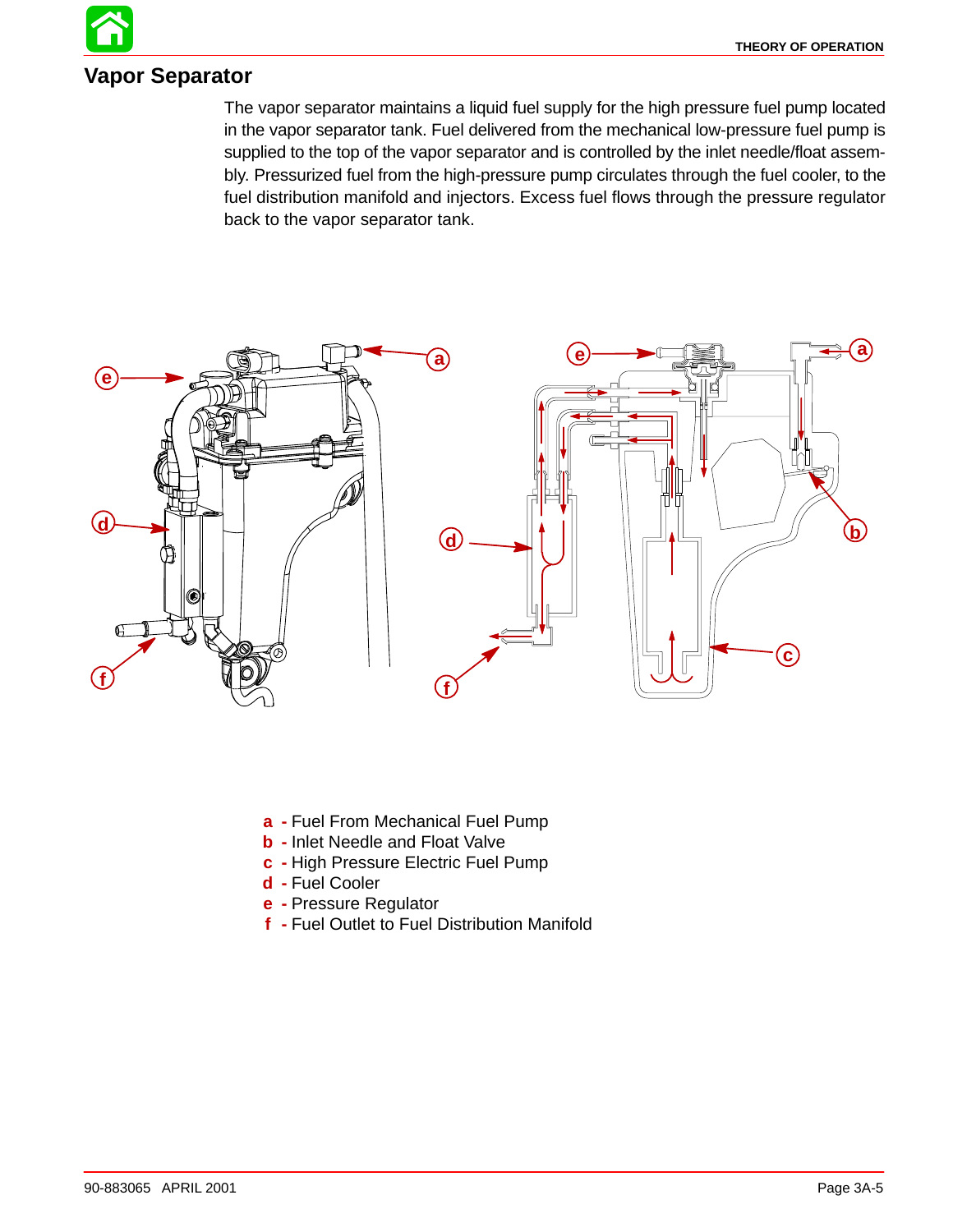## Vapor Separator

The vapor separator maintains a liquid fuel supply for the high pressure fuel pump located in the vapor separator tank. Fuel delivered from the mechanical low-pressure fuel pump is supplied to the top of the vapor separator and is controlled by the inlet needle/float assembly. Pressurized fuel from the high-pressure pump circulates through the fuel cooler, to the fuel distribution manifold and injectors. Excess fuel flows through the pressure regulator back to the vapor separator tank.

- **a** - Fuel From Mechanical Fuel Pump
- **b** - Inlet Needle and Float Valve
- **c** - High Pressure Electric Fuel Pump
- **d** - Fuel Cooler
- **e** - Pressure Regulator
- **f** - Fuel Outlet to Fuel Distribution Manifold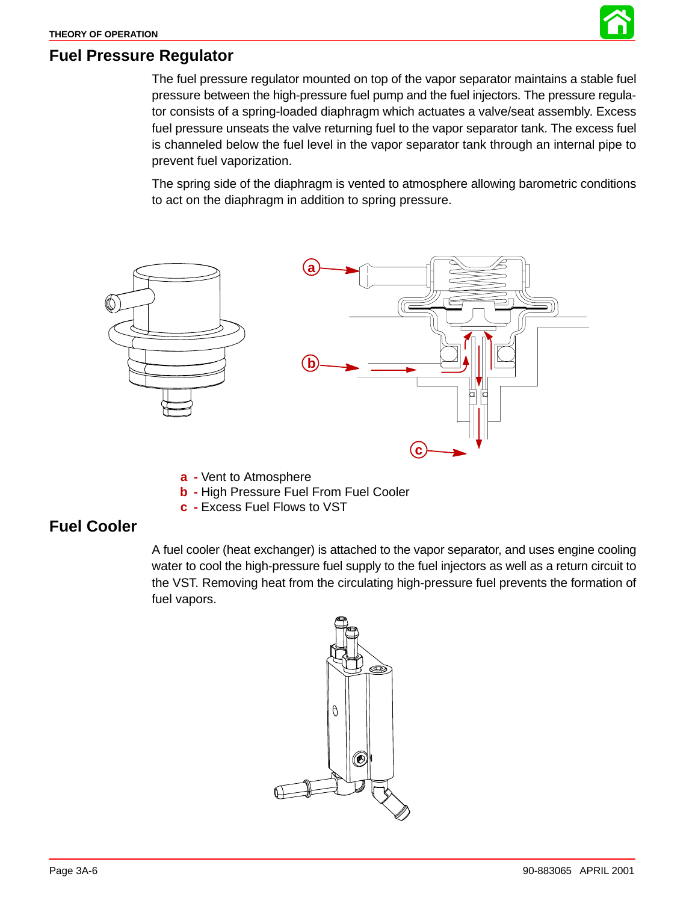## Fuel Pressure Regulator

The fuel pressure regulator mounted on top of the vapor separator maintains a stable fuel pressure between the high-pressure fuel pump and the fuel injectors. The pressure regulator consists of a spring-loaded diaphragm which actuates a valve/seat assembly. Excess fuel pressure unseats the valve returning fuel to the vapor separator tank. The excess fuel is channeled below the fuel level in the vapor separator tank through an internal pipe to prevent fuel vaporization.

The spring side of the diaphragm is vented to atmosphere allowing barometric conditions to act on the diaphragm in addition to spring pressure.

a - Vent to Atmosphere
b - High Pressure Fuel From Fuel Cooler
c - Excess Fuel Flows to VST

## Fuel Cooler

A fuel cooler (heat exchanger) is attached to the vapor separator, and uses engine cooling water to cool the high-pressure fuel supply to the fuel injectors as well as a return circuit to the VST. Removing heat from the circulating high-pressure fuel prevents the formation of fuel vapors.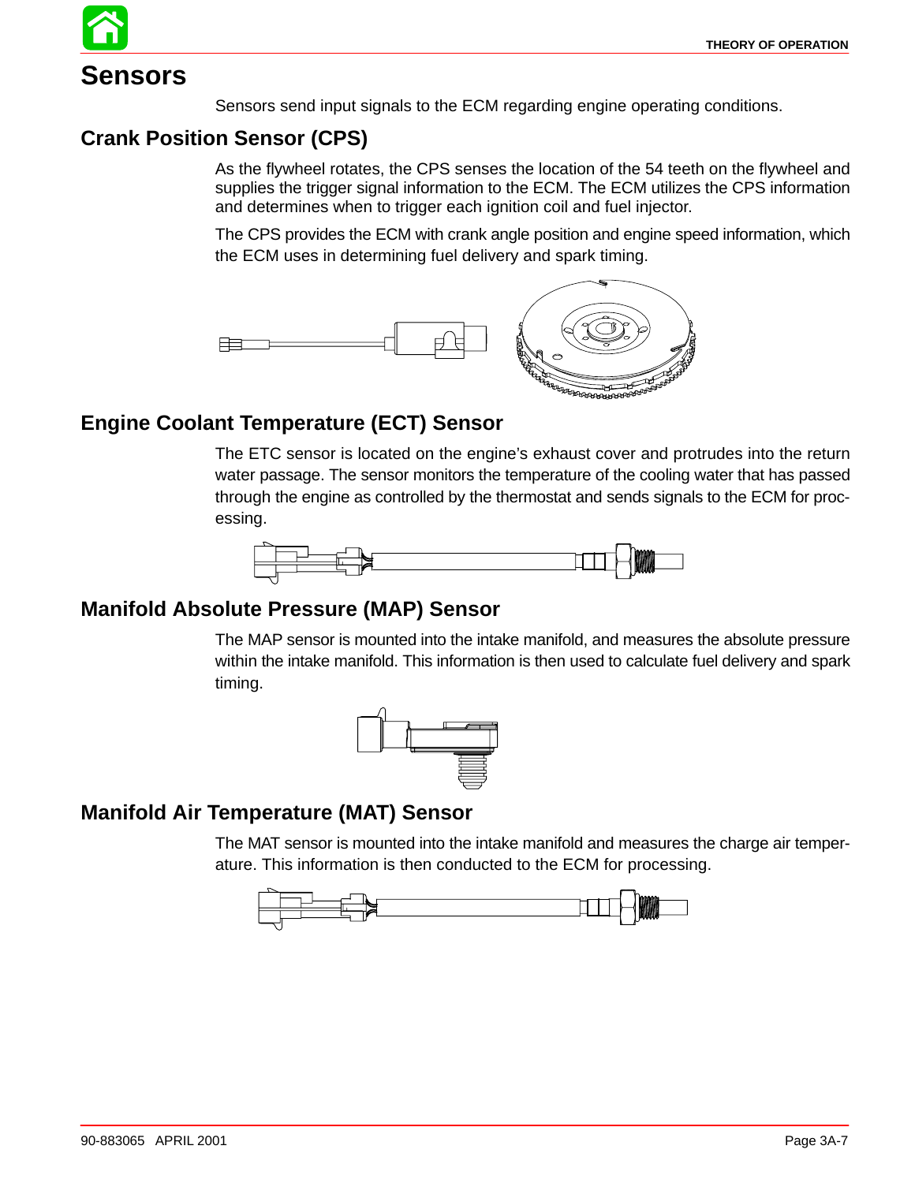# Sensors

Sensors send input signals to the ECM regarding engine operating conditions.

## Crank Position Sensor (CPS)

As the flywheel rotates, the CPS senses the location of the 54 teeth on the flywheel and supplies the trigger signal information to the ECM. The ECM utilizes the CPS information and determines when to trigger each ignition coil and fuel injector.

The CPS provides the ECM with crank angle position and engine speed information, which the ECM uses in determining fuel delivery and spark timing.

## Engine Coolant Temperature (ECT) Sensor

The ETC sensor is located on the engine's exhaust cover and protrudes into the return water passage. The sensor monitors the temperature of the cooling water that has passed through the engine as controlled by the thermostat and sends signals to the ECM for processing.

## Manifold Absolute Pressure (MAP) Sensor

The MAP sensor is mounted into the intake manifold, and measures the absolute pressure within the intake manifold. This information is then used to calculate fuel delivery and spark timing.

## Manifold Air Temperature (MAT) Sensor

The MAT sensor is mounted into the intake manifold and measures the charge air temperature. This information is then conducted to the ECM for processing.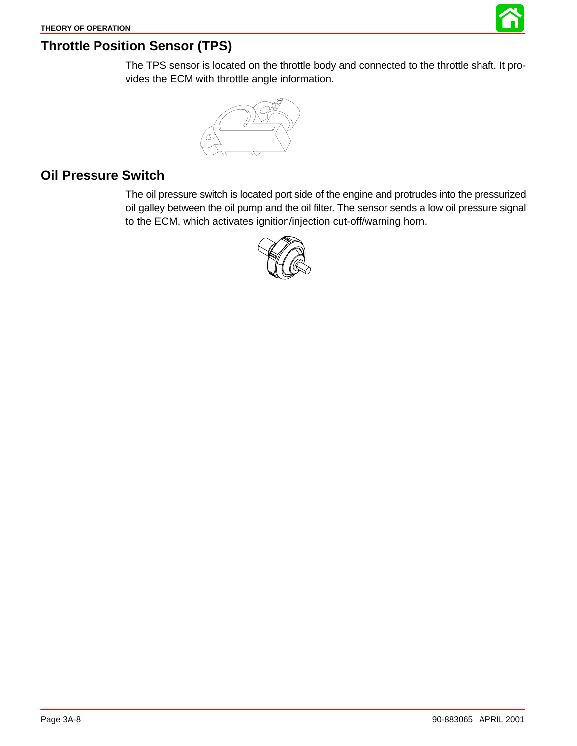## Throttle Position Sensor (TPS)

The TPS sensor is located on the throttle body and connected to the throttle shaft. It provides the ECM with throttle angle information.

## Oil Pressure Switch

The oil pressure switch is located port side of the engine and protrudes into the pressurized oil galley between the oil pump and the oil filter. The sensor sends a low oil pressure signal to the ECM, which activates ignition/injection cut-off/warning horn.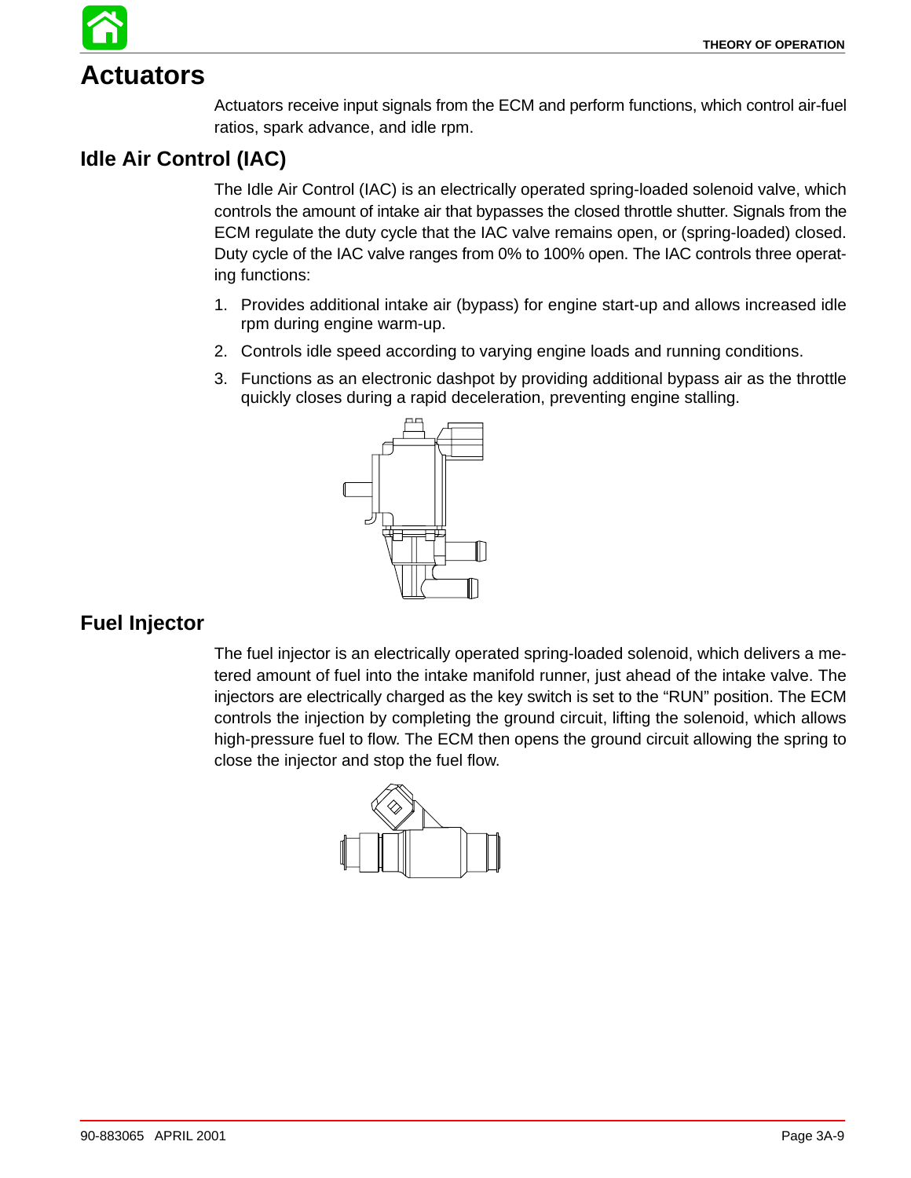# Actuators

Actuators receive input signals from the ECM and perform functions, which control air-fuel ratios, spark advance, and idle rpm.

## Idle Air Control (IAC)

The Idle Air Control (IAC) is an electrically operated spring-loaded solenoid valve, which controls the amount of intake air that bypasses the closed throttle shutter. Signals from the ECM regulate the duty cycle that the IAC valve remains open, or (spring-loaded) closed. Duty cycle of the IAC valve ranges from 0% to 100% open. The IAC controls three operating functions:

1. Provides additional intake air (bypass) for engine start-up and allows increased idle rpm during engine warm-up.
2. Controls idle speed according to varying engine loads and running conditions.
3. Functions as an electronic dashpot by providing additional bypass air as the throttle quickly closes during a rapid deceleration, preventing engine stalling.

## Fuel Injector

The fuel injector is an electrically operated spring-loaded solenoid, which delivers a metered amount of fuel into the intake manifold runner, just ahead of the intake valve. The injectors are electrically charged as the key switch is set to the "RUN" position. The ECM controls the injection by completing the ground circuit, lifting the solenoid, which allows high-pressure fuel to flow. The ECM then opens the ground circuit allowing the spring to close the injector and stop the fuel flow.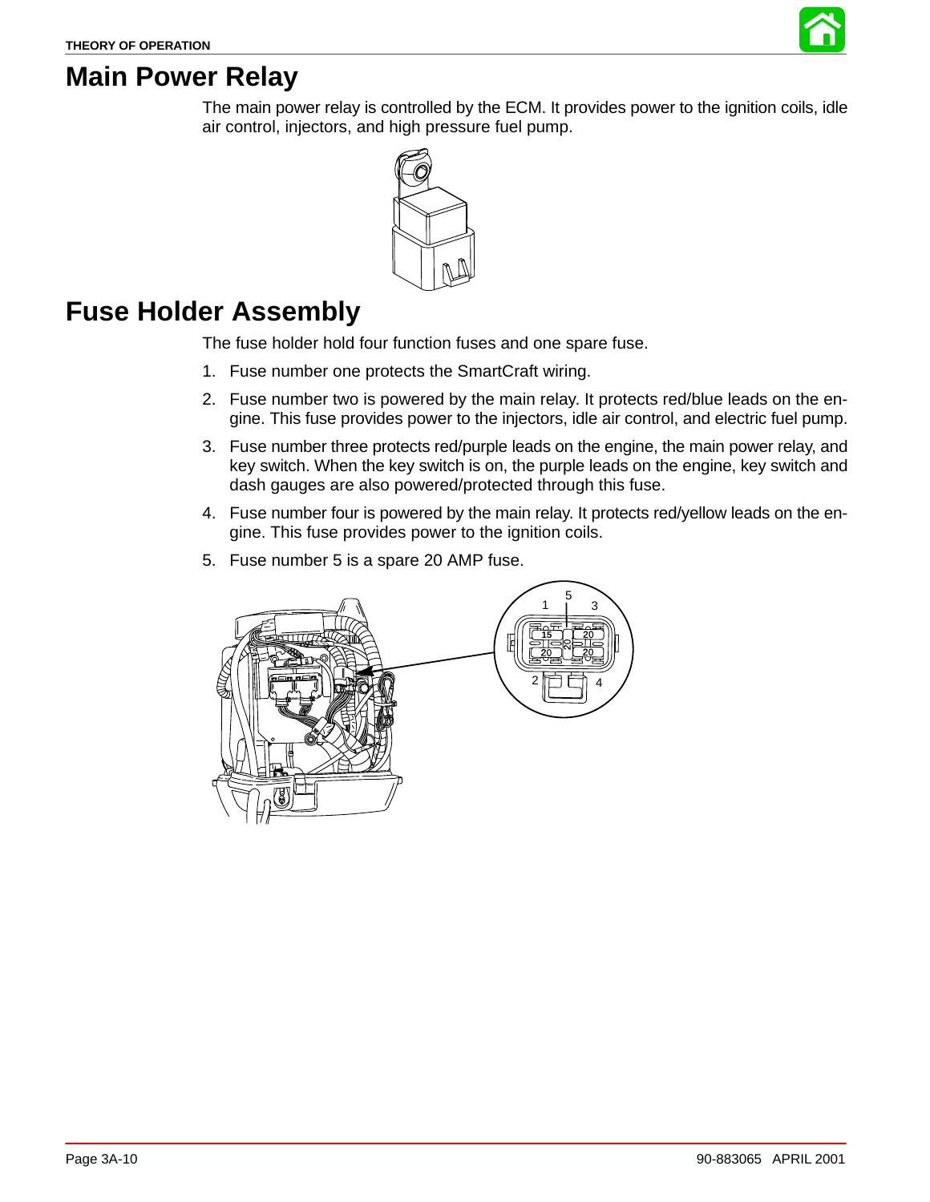# Main Power Relay

The main power relay is controlled by the ECM. It provides power to the ignition coils, idle air control, injectors, and high pressure fuel pump.

# Fuse Holder Assembly

The fuse holder hold four function fuses and one spare fuse.

1. Fuse number one protects the SmartCraft wiring.
2. Fuse number two is powered by the main relay. It protects red/blue leads on the engine. This fuse provides power to the injectors, idle air control, and electric fuel pump.
3. Fuse number three protects red/purple leads on the engine, the main power relay, and key switch. When the key switch is on, the purple leads on the engine, key switch and dash gauges are also powered/protected through this fuse.
4. Fuse number four is powered by the main relay. It protects red/yellow leads on the engine. This fuse provides power to the ignition coils.
5. Fuse number 5 is a spare 20 AMP fuse.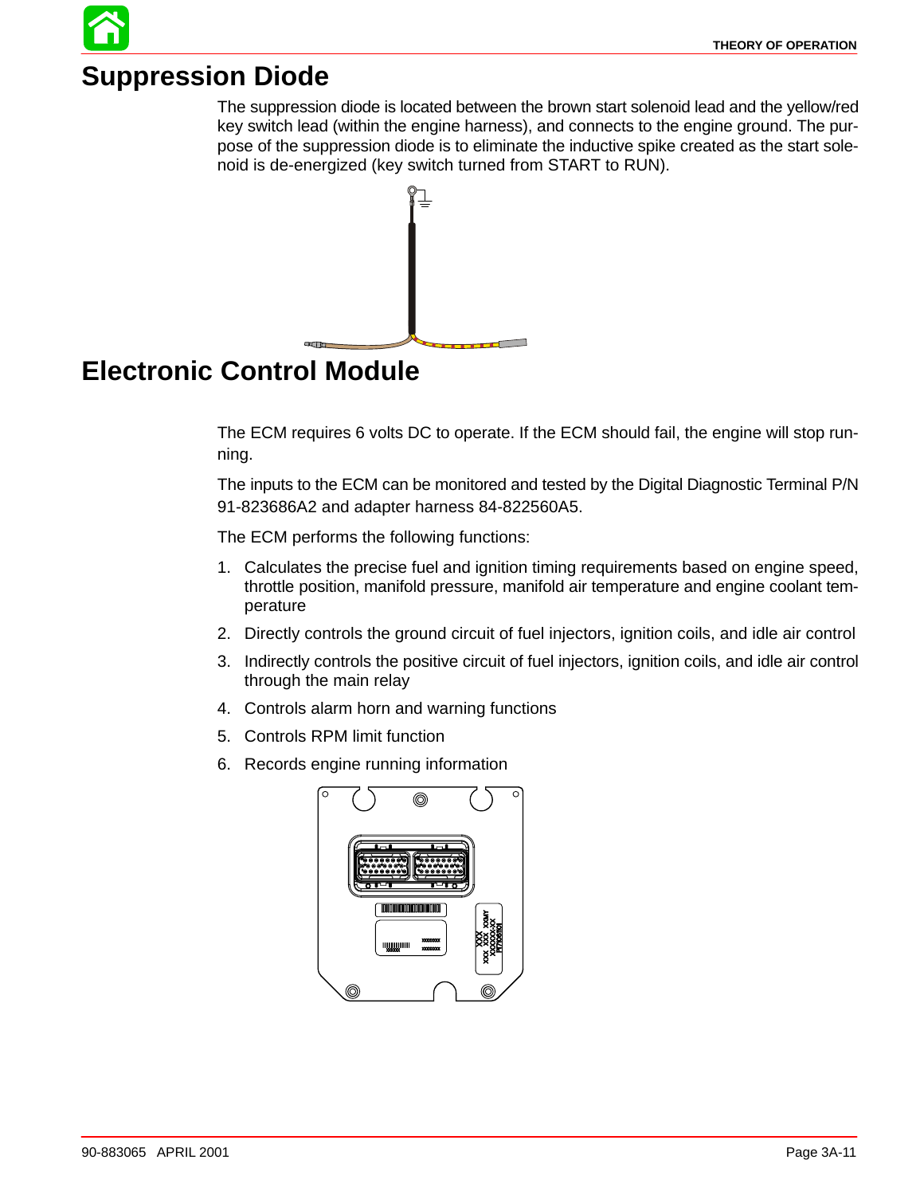# Suppression Diode

The suppression diode is located between the brown start solenoid lead and the yellow/red key switch lead (within the engine harness), and connects to the engine ground. The purpose of the suppression diode is to eliminate the inductive spike created as the start solenoid is de-energized (key switch turned from START to RUN).

# Electronic Control Module

The ECM requires 6 volts DC to operate. If the ECM should fail, the engine will stop running.

The inputs to the ECM can be monitored and tested by the Digital Diagnostic Terminal P/N 91-823686A2 and adapter harness 84-822560A5.

The ECM performs the following functions:

1. Calculates the precise fuel and ignition timing requirements based on engine speed, throttle position, manifold pressure, manifold air temperature and engine coolant temperature
2. Directly controls the ground circuit of fuel injectors, ignition coils, and idle air control
3. Indirectly controls the positive circuit of fuel injectors, ignition coils, and idle air control through the main relay
4. Controls alarm horn and warning functions
5. Controls RPM limit function
6. Records engine running information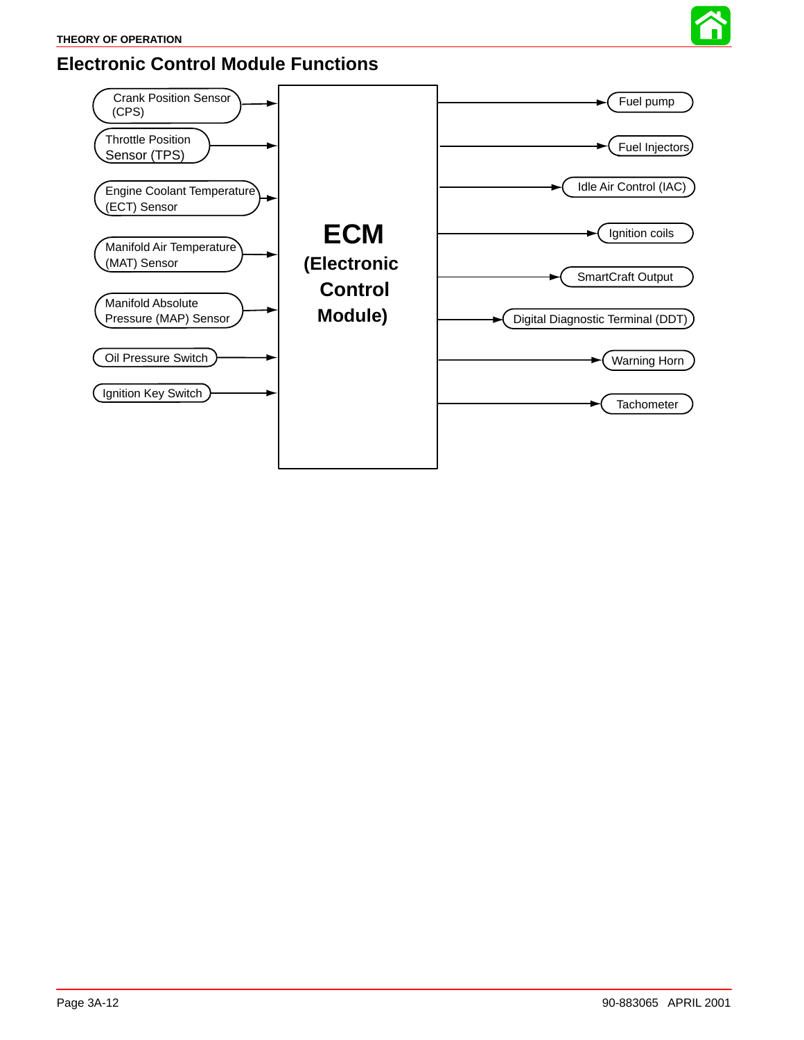## Electronic Control Module Functions

**Inputs:**

- Crank Position Sensor (CPS)
- Throttle Position Sensor (TPS)
- Engine Coolant Temperature (ECT) Sensor
- Manifold Air Temperature (MAT) Sensor
- Manifold Absolute Pressure (MAP) Sensor
- Oil Pressure Switch
- Ignition Key Switch

**ECM (Electronic Control Module)**

**Outputs:**

- Fuel pump
- Fuel Injectors
- Idle Air Control (IAC)
- Ignition coils
- SmartCraft Output
- Digital Diagnostic Terminal (DDT)
- Warning Horn
- Tachometer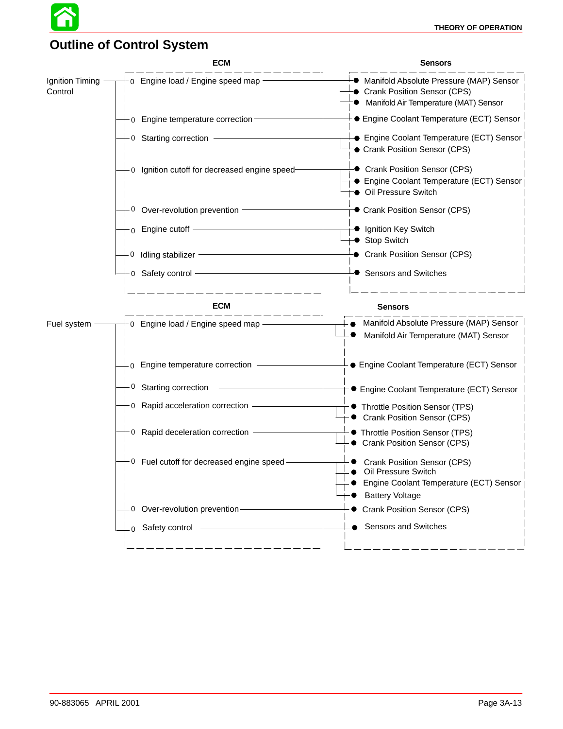## Outline of Control System

### Ignition Timing Control

| ECM | Sensors |
|---|---|
| Engine load / Engine speed map | Manifold Absolute Pressure (MAP) Sensor; Crank Position Sensor (CPS); Manifold Air Temperature (MAT) Sensor |
| Engine temperature correction | Engine Coolant Temperature (ECT) Sensor |
| Starting correction | Engine Coolant Temperature (ECT) Sensor; Crank Position Sensor (CPS) |
| Ignition cutoff for decreased engine speed | Crank Position Sensor (CPS); Engine Coolant Temperature (ECT) Sensor; Oil Pressure Switch |
| Over-revolution prevention | Crank Position Sensor (CPS) |
| Engine cutoff | Ignition Key Switch; Stop Switch |
| Idling stabilizer | Crank Position Sensor (CPS) |
| Safety control | Sensors and Switches |

### Fuel system

| ECM | Sensors |
|---|---|
| Engine load / Engine speed map | Manifold Absolute Pressure (MAP) Sensor; Manifold Air Temperature (MAT) Sensor |
| Engine temperature correction | Engine Coolant Temperature (ECT) Sensor |
| Starting correction | Engine Coolant Temperature (ECT) Sensor |
| Rapid acceleration correction | Throttle Position Sensor (TPS); Crank Position Sensor (CPS) |
| Rapid deceleration correction | Throttle Position Sensor (TPS); Crank Position Sensor (CPS) |
| Fuel cutoff for decreased engine speed | Crank Position Sensor (CPS); Oil Pressure Switch; Engine Coolant Temperature (ECT) Sensor; Battery Voltage |
| Over-revolution prevention | Crank Position Sensor (CPS) |
| Safety control | Sensors and Switches |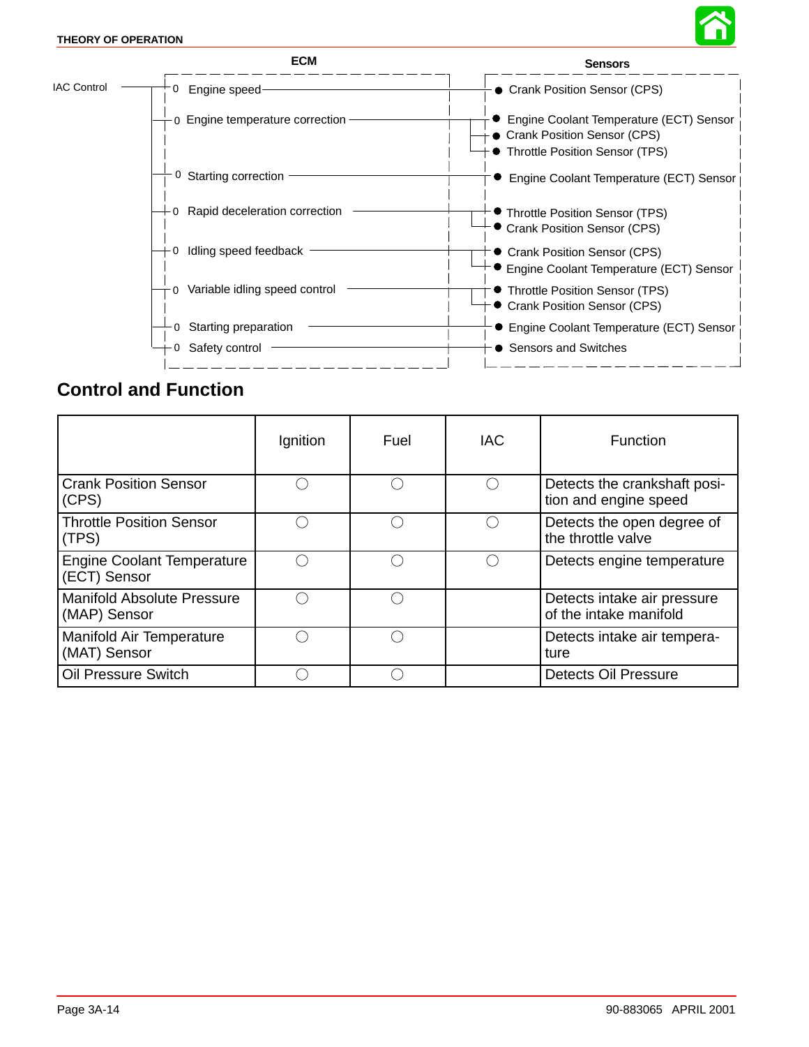ECM

Sensors

IAC Control

0 Engine speed — ● Crank Position Sensor (CPS)

0 Engine temperature correction — ● Engine Coolant Temperature (ECT) Sensor, ● Crank Position Sensor (CPS), ● Throttle Position Sensor (TPS)

0 Starting correction — ● Engine Coolant Temperature (ECT) Sensor

0 Rapid deceleration correction — ● Throttle Position Sensor (TPS), ● Crank Position Sensor (CPS)

0 Idling speed feedback — ● Crank Position Sensor (CPS), ● Engine Coolant Temperature (ECT) Sensor

0 Variable idling speed control — ● Throttle Position Sensor (TPS), ● Crank Position Sensor (CPS)

0 Starting preparation — ● Engine Coolant Temperature (ECT) Sensor

0 Safety control — ● Sensors and Switches

## Control and Function

| | Ignition | Fuel | IAC | Function |
|---|---|---|---|---|
| Crank Position Sensor (CPS) | ○ | ○ | ○ | Detects the crankshaft position and engine speed |
| Throttle Position Sensor (TPS) | ○ | ○ | ○ | Detects the open degree of the throttle valve |
| Engine Coolant Temperature (ECT) Sensor | ○ | ○ | ○ | Detects engine temperature |
| Manifold Absolute Pressure (MAP) Sensor | ○ | ○ | | Detects intake air pressure of the intake manifold |
| Manifold Air Temperature (MAT) Sensor | ○ | ○ | | Detects intake air temperature |
| Oil Pressure Switch | ○ | ○ | | Detects Oil Pressure |